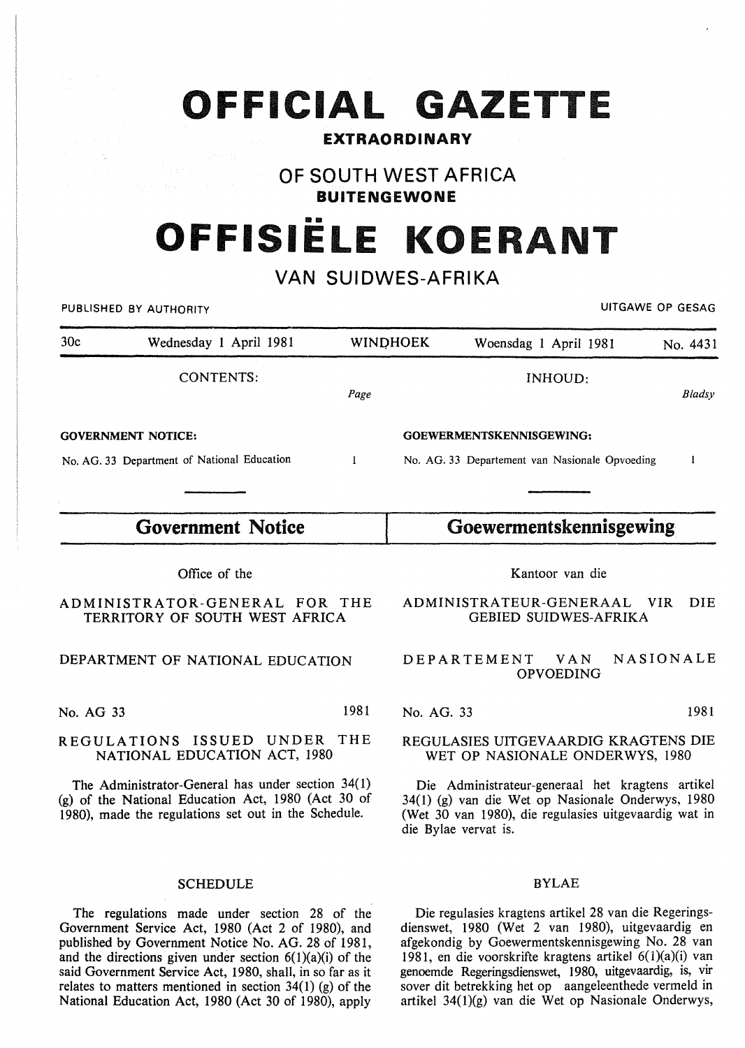# OFFICIAL GAZETTE

**EXTRAORDINARY**

## OF SOUTH WEST AFRICA

**BUITENGEWONE**

# OFFISIËLE KOERANT

## VAN SUIDWES-AFRIKA

PUBLISHED BY AUTHORITY — UITGAWE OP GESAG

| 30c | Wednesday 1 April 1981 | WINDHOEK | Woensdag 1 April 1981 | No. 4431 |
|---|---|---|---|---|

CONTENTS: *Page*

**GOVERNMENT NOTICE:**

No. AG. 33 Department of National Education — 1

INHOUD: *Bladsy*

**GOEWERMENTSKENNISGEWING:**

No. AG. 33 Departement van Nasionale Opvoeding — 1

## Government Notice

Office of the

ADMINISTRATOR-GENERAL FOR THE TERRITORY OF SOUTH WEST AFRICA

DEPARTMENT OF NATIONAL EDUCATION

No. AG 33 — 1981

REGULATIONS ISSUED UNDER THE NATIONAL EDUCATION ACT, 1980

The Administrator-General has under section 34(1) (g) of the National Education Act, 1980 (Act 30 of 1980), made the regulations set out in the Schedule.

SCHEDULE

The regulations made under section 28 of the Government Service Act, 1980 (Act 2 of 1980), and published by Government Notice No. AG. 28 of 1981, and the directions given under section 6(1)(a)(i) of the said Government Service Act, 1980, shall, in so far as it relates to matters mentioned in section 34(1) (g) of the National Education Act, 1980 (Act 30 of 1980), apply

## Goewermentskennisgewing

Kantoor van die

ADMINISTRATEUR-GENERAAL VIR DIE GEBIED SUIDWES-AFRIKA

DEPARTEMENT VAN NASIONALE OPVOEDING

No. AG. 33 — 1981

REGULASIES UITGEVAARDIG KRAGTENS DIE WET OP NASIONALE ONDERWYS, 1980

Die Administrateur-generaal het kragtens artikel 34(1) (g) van die Wet op Nasionale Onderwys, 1980 (Wet 30 van 1980), die regulasies uitgevaardig wat in die Bylae vervat is.

BYLAE

Die regulasies kragtens artikel 28 van die Regeringsdienswet, 1980 (Wet 2 van 1980), uitgevaardig en afgekondig by Goewermentskennisgewing No. 28 van 1981, en die voorskrifte kragtens artikel 6(1)(a)(i) van genoemde Regeringsdienswet, 1980, uitgevaardig, is, vir sover dit betrekking het op aangeleenthede vermeld in artikel 34(1)(g) van die Wet op Nasionale Onderwys,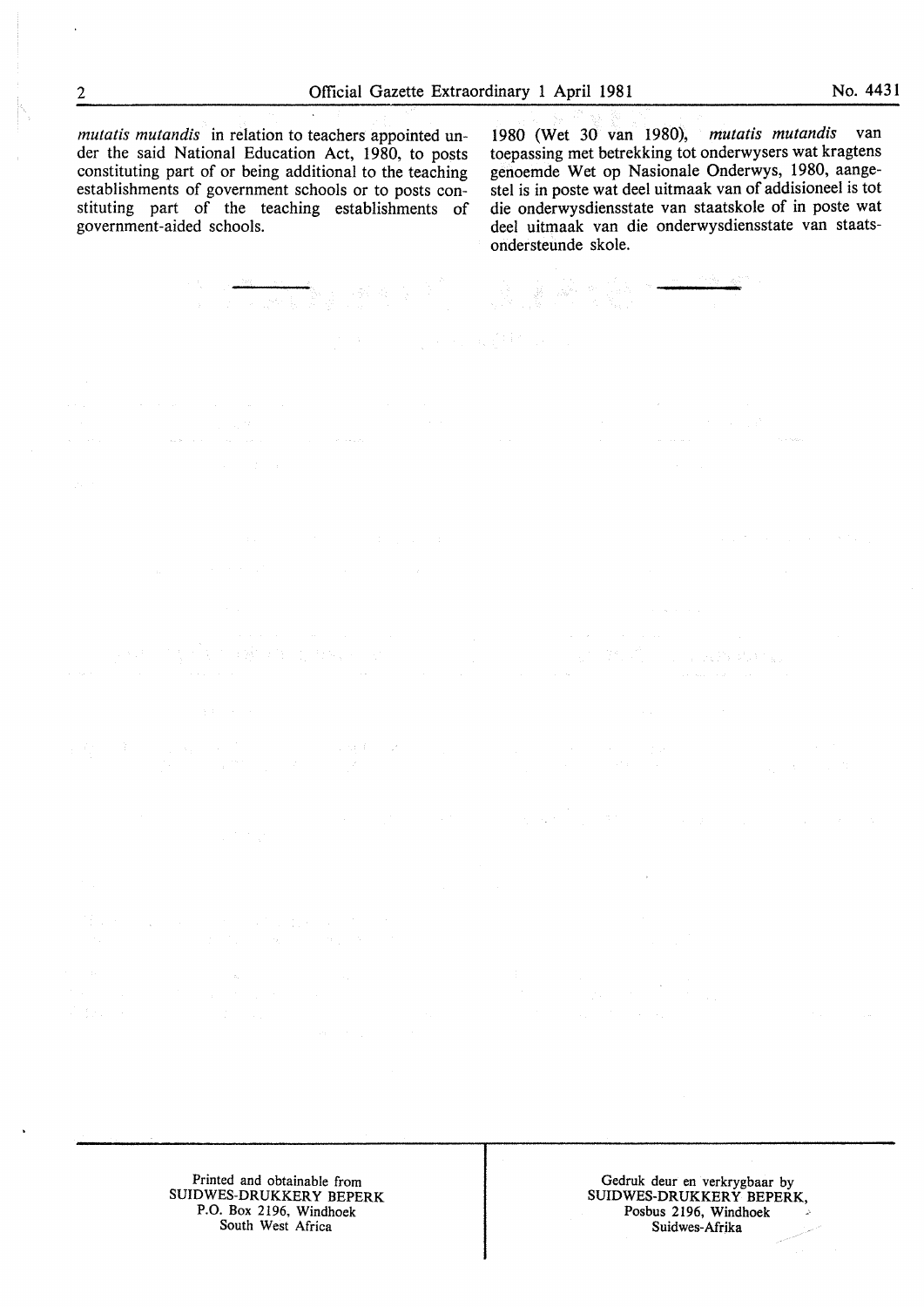*mutatis mutandis* in relation to teachers appointed under the said National Education Act, 1980, to posts constituting part of or being additional to the teaching establishments of government schools or to posts constituting part of the teaching establishments of government-aided schools.

1980 (Wet 30 van 1980), *mutatis mutandis* van toepassing met betrekking tot onderwysers wat kragtens genoemde Wet op Nasionale Onderwys, 1980, aangestel is in poste wat deel uitmaak van of addisioneel is tot die onderwysdiensstate van staatskole of in poste wat deel uitmaak van die onderwysdiensstate van staatsondersteunde skole.

---

Printed and obtainable from
SUIDWES-DRUKKERY BEPERK
P.O. Box 2196, Windhoek
South West Africa

Gedruk deur en verkrygbaar by
SUIDWES-DRUKKERY BEPERK,
Posbus 2196, Windhoek
Suidwes-Afrika